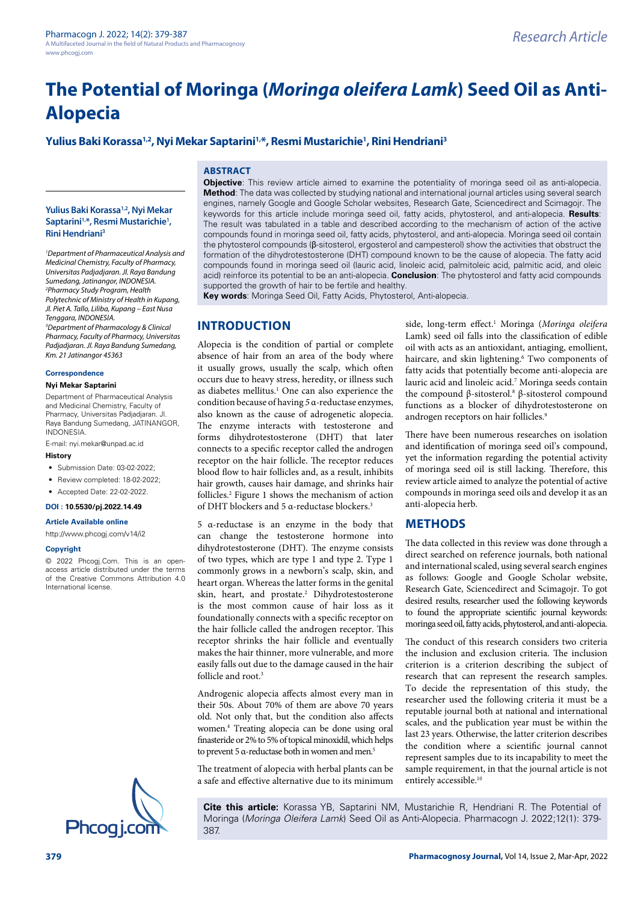# The Potential of Moringa (*Moringa oleifera Lamk*) Seed Oil as Anti-Alopecia

**Yulius Baki Korassa[1,2], Nyi Mekar Saptarini[1,*], Resmi Mustarichie[1], Rini Hendriani[3]**

## ABSTRACT

**Objective**: This review article aimed to examine the potentiality of moringa seed oil as anti-alopecia. **Method**: The data was collected by studying national and international journal articles using several search engines, namely Google and Google Scholar websites, Research Gate, Sciencedirect and Scimagojr. The keywords for this article include moringa seed oil, fatty acids, phytosterol, and anti-alopecia. **Results**: The result was tabulated in a table and described according to the mechanism of action of the active compounds found in moringa seed oil, fatty acids, phytosterol, and anti-alopecia. Moringa seed oil contain the phytosterol compounds (β-sitosterol, ergosterol and campesterol) show the activities that obstruct the formation of the dihydrotestosterone (DHT) compound known to be the cause of alopecia. The fatty acid compounds found in moringa seed oil (lauric acid, linoleic acid, palmitoleic acid, palmitic acid, and oleic acid) reinforce its potential to be an anti-alopecia. **Conclusion**: The phytosterol and fatty acid compounds supported the growth of hair to be fertile and healthy.

**Key words**: Moringa Seed Oil, Fatty Acids, Phytosterol, Anti-alopecia.

**Yulius Baki Korassa[1,2], Nyi Mekar Saptarini[1,*], Resmi Mustarichie[1], Rini Hendriani[3]**

[1]*Department of Pharmaceutical Analysis and Medicinal Chemistry, Faculty of Pharmacy, Universitas Padjadjaran. Jl. Raya Bandung Sumedang, Jatinangor, INDONESIA.*

[2]*Pharmacy Study Program, Health Polytechnic of Ministry of Health in Kupang, Jl. Piet A. Tallo, Liliba, Kupang – East Nusa Tenggara, INDONESIA.*

[3]*Department of Pharmacology & Clinical Pharmacy, Faculty of Pharmacy, Universitas Padjadjaran. Jl. Raya Bandung Sumedang, Km. 21 Jatinangor 45363*

**Correspondence**

**Nyi Mekar Saptarini**

Department of Pharmaceutical Analysis and Medicinal Chemistry, Faculty of Pharmacy, Universitas Padjadjaran. Jl. Raya Bandung Sumedang, JATINANGOR, INDONESIA.

E-mail: nyi.mekar@unpad.ac.id

**History**

- Submission Date: 03-02-2022;
- Review completed: 18-02-2022;
- Accepted Date: 22-02-2022.

**DOI : 10.5530/pj.2022.14.49**

**Article Available online**

http://www.phcogj.com/v14/i2

**Copyright**

© 2022 Phcogj.Com. This is an open-access article distributed under the terms of the Creative Commons Attribution 4.0 International license.

## INTRODUCTION

Alopecia is the condition of partial or complete absence of hair from an area of the body where it usually grows, usually the scalp, which often occurs due to heavy stress, heredity, or illness such as diabetes mellitus.[1] One can also experience the condition because of having 5 α-reductase enzymes, also known as the cause of adrogenetic alopecia. The enzyme interacts with testosterone and forms dihydrotestosterone (DHT) that later connects to a specific receptor called the androgen receptor on the hair follicle. The receptor reduces blood flow to hair follicles and, as a result, inhibits hair growth, causes hair damage, and shrinks hair follicles.[2] Figure 1 shows the mechanism of action of DHT blockers and 5 α-reductase blockers.[3]

5 α-reductase is an enzyme in the body that can change the testosterone hormone into dihydrotestosterone (DHT). The enzyme consists of two types, which are type 1 and type 2. Type 1 commonly grows in a newborn's scalp, skin, and heart organ. Whereas the latter forms in the genital skin, heart, and prostate.[2] Dihydrotestosterone is the most common cause of hair loss as it foundationally connects with a specific receptor on the hair follicle called the androgen receptor. This receptor shrinks the hair follicle and eventually makes the hair thinner, more vulnerable, and more easily falls out due to the damage caused in the hair follicle and root.[3]

Androgenic alopecia affects almost every man in their 50s. About 70% of them are above 70 years old. Not only that, but the condition also affects women.[4] Treating alopecia can be done using oral finasteride or 2% to 5% of topical minoxidil, which helps to prevent 5 α-reductase both in women and men.[5]

The treatment of alopecia with herbal plants can be a safe and effective alternative due to its minimum side, long-term effect.[1] Moringa (*Moringa oleifera* Lamk) seed oil falls into the classification of edible oil with acts as an antioxidant, antiaging, emollient, haircare, and skin lightening.[6] Two components of fatty acids that potentially become anti-alopecia are lauric acid and linoleic acid.[7] Moringa seeds contain the compound β-sitosterol.[8] β-sitosterol compound functions as a blocker of dihydrotestosterone on androgen receptors on hair follicles.[9]

There have been numerous researches on isolation and identification of moringa seed oil's compound, yet the information regarding the potential activity of moringa seed oil is still lacking. Therefore, this review article aimed to analyze the potential of active compounds in moringa seed oils and develop it as an anti-alopecia herb.

## METHODS

The data collected in this review was done through a direct searched on reference journals, both national and international scaled, using several search engines as follows: Google and Google Scholar website, Research Gate, Sciencedirect and Scimagojr. To got desired results, researcher used the following keywords to found the appropriate scientific journal keywords: moringa seed oil, fatty acids, phytosterol, and anti-alopecia.

The conduct of this research considers two criteria the inclusion and exclusion criteria. The inclusion criterion is a criterion describing the subject of research that can represent the research samples. To decide the representation of this study, the researcher used the following criteria it must be a reputable journal both at national and international scales, and the publication year must be within the last 23 years. Otherwise, the latter criterion describes the condition where a scientific journal cannot represent samples due to its incapability to meet the sample requirement, in that the journal article is not entirely accessible.[10]

**Cite this article:** Korassa YB, Saptarini NM, Mustarichie R, Hendriani R. The Potential of Moringa (*Moringa Oleifera Lamk*) Seed Oil as Anti-Alopecia. Pharmacogn J. 2022;12(1): 379-387.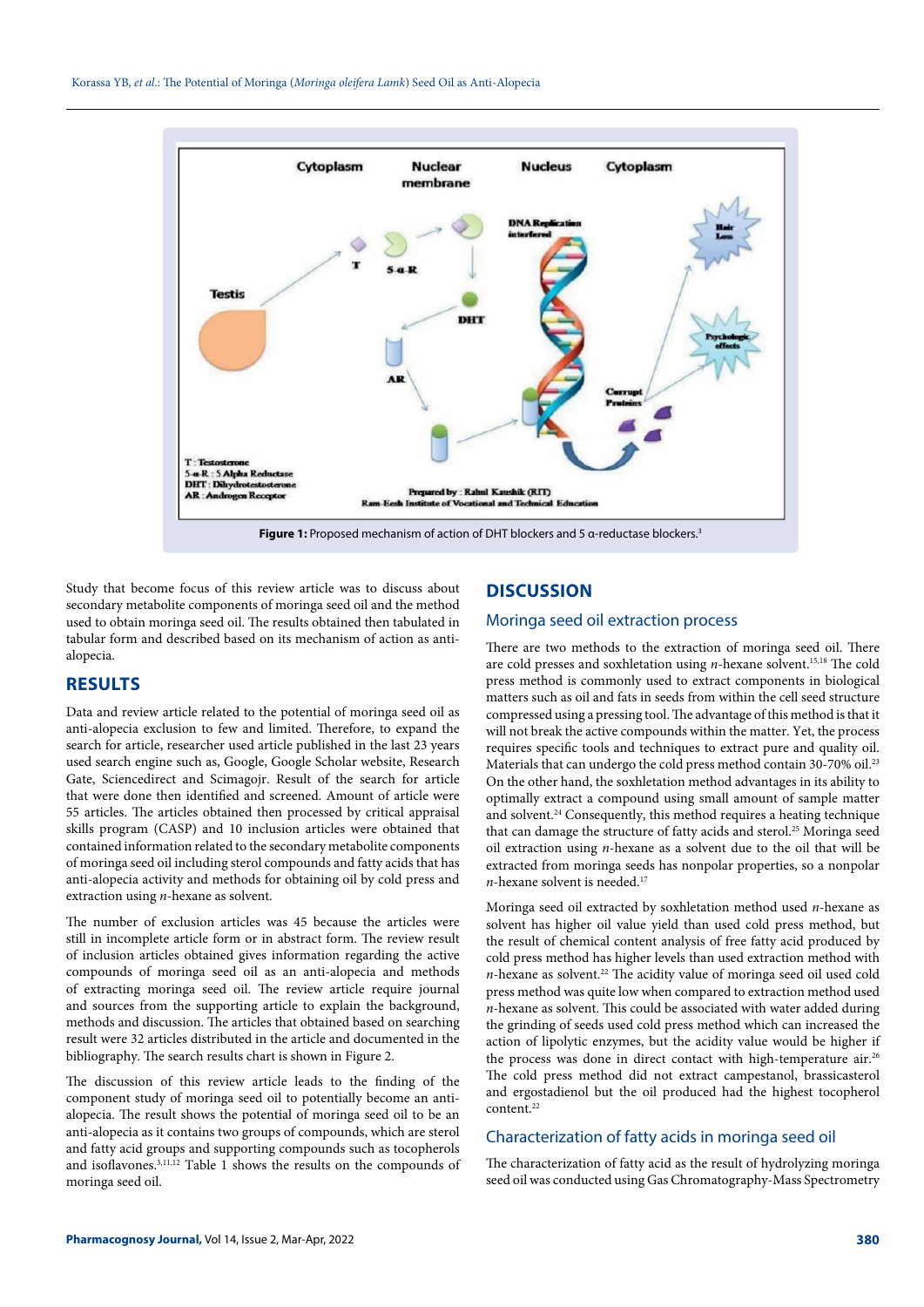Figure 1: Proposed mechanism of action of DHT blockers and 5 α-reductase blockers.[3]

Study that become focus of this review article was to discuss about secondary metabolite components of moringa seed oil and the method used to obtain moringa seed oil. The results obtained then tabulated in tabular form and described based on its mechanism of action as anti-alopecia.

## RESULTS

Data and review article related to the potential of moringa seed oil as anti-alopecia exclusion to few and limited. Therefore, to expand the search for article, researcher used article published in the last 23 years used search engine such as, Google, Google Scholar website, Research Gate, Sciencedirect and Scimagojr. Result of the search for article that were done then identified and screened. Amount of article were 55 articles. The articles obtained then processed by critical appraisal skills program (CASP) and 10 inclusion articles were obtained that contained information related to the secondary metabolite components of moringa seed oil including sterol compounds and fatty acids that has anti-alopecia activity and methods for obtaining oil by cold press and extraction using *n*-hexane as solvent.

The number of exclusion articles was 45 because the articles were still in incomplete article form or in abstract form. The review result of inclusion articles obtained gives information regarding the active compounds of moringa seed oil as an anti-alopecia and methods of extracting moringa seed oil. The review article require journal and sources from the supporting article to explain the background, methods and discussion. The articles that obtained based on searching result were 32 articles distributed in the article and documented in the bibliography. The search results chart is shown in Figure 2.

The discussion of this review article leads to the finding of the component study of moringa seed oil to potentially become an anti-alopecia. The result shows the potential of moringa seed oil to be an anti-alopecia as it contains two groups of compounds, which are sterol and fatty acid groups and supporting compounds such as tocopherols and isoflavones.[3,11,12] Table 1 shows the results on the compounds of moringa seed oil.

## DISCUSSION

### Moringa seed oil extraction process

There are two methods to the extraction of moringa seed oil. There are cold presses and soxhletation using *n*-hexane solvent.[15,18] The cold press method is commonly used to extract components in biological matters such as oil and fats in seeds from within the cell seed structure compressed using a pressing tool. The advantage of this method is that it will not break the active compounds within the matter. Yet, the process requires specific tools and techniques to extract pure and quality oil. Materials that can undergo the cold press method contain 30-70% oil.[23] On the other hand, the soxhletation method advantages in its ability to optimally extract a compound using small amount of sample matter and solvent.[24] Consequently, this method requires a heating technique that can damage the structure of fatty acids and sterol.[25] Moringa seed oil extraction using *n*-hexane as a solvent due to the oil that will be extracted from moringa seeds has nonpolar properties, so a nonpolar *n*-hexane solvent is needed.[17]

Moringa seed oil extracted by soxhletation method used *n*-hexane as solvent has higher oil value yield than used cold press method, but the result of chemical content analysis of free fatty acid produced by cold press method has higher levels than used extraction method with *n*-hexane as solvent.[22] The acidity value of moringa seed oil used cold press method was quite low when compared to extraction method used *n*-hexane as solvent. This could be associated with water added during the grinding of seeds used cold press method which can increased the action of lipolytic enzymes, but the acidity value would be higher if the process was done in direct contact with high-temperature air.[26] The cold press method did not extract campestanol, brassicasterol and ergostadienol but the oil produced had the highest tocopherol content.[22]

### Characterization of fatty acids in moringa seed oil

The characterization of fatty acid as the result of hydrolyzing moringa seed oil was conducted using Gas Chromatography-Mass Spectrometry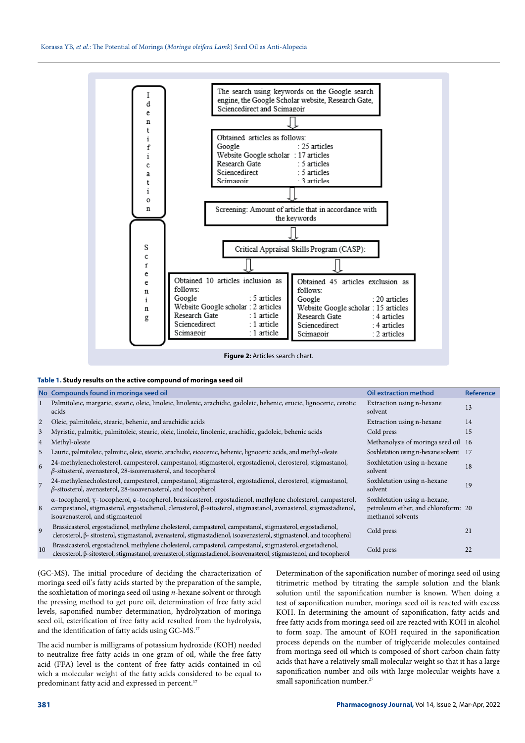The search using keywords on the Google search engine, the Google Scholar website, Research Gate, Sciencedirect and Scimagoir

Obtained articles as follows:
Google : 25 articles
Website Google scholar : 17 articles
Research Gate : 5 articles
Sciencedirect : 5 articles
Scimagoir : 3 articles

Screening: Amount of article that in accordance with the keywords

Critical Appraisal Skills Program (CASP):

Obtained 10 articles inclusion as follows:
Google : 5 articles
Website Google scholar : 2 articles
Research Gate : 1 article
Sciencedirect : 1 article
Scimagoir : 1 article

Obtained 45 articles exclusion as follows:
Google : 20 articles
Website Google scholar : 15 articles
Research Gate : 4 articles
Sciencedirect : 4 articles
Scimagoir : 2 articles

Identification

Screening

**Figure 2:** Articles search chart.

**Table 1. Study results on the active compound of moringa seed oil**

| No | Compounds found in moringa seed oil | Oil extraction method | Reference |
|---|---|---|---|
| 1 | Palmitoleic, margaric, stearic, oleic, linoleic, linolenic, arachidic, gadoleic, behenic, erucic, lignoceric, cerotic acids | Extraction using n-hexane solvent | 13 |
| 2 | Oleic, palmitoleic, stearic, behenic, and arachidic acids | Extraction using n-hexane | 14 |
| 3 | Myristic, palmitic, palmitoleic, stearic, oleic, linoleic, linolenic, arachidic, gadoleic, behenic acids | Cold press | 15 |
| 4 | Methyl-oleate | Methanolysis of moringa seed oil | 16 |
| 5 | Lauric, palmitoleic, palmitic, oleic, stearic, arachidic, eicocenic, behenic, lignoceric acids, and methyl-oleate | Soxhletation using n-hexane solvent | 17 |
| 6 | 24-methylenecholesterol, campesterol, campestanol, stigmasterol, ergostadienol, clerosterol, stigmastanol, β-sitosterol, avenasterol, 28-isoavenasterol, and tocopherol | Soxhletation using n-hexane solvent | 18 |
| 7 | 24-methylenecholesterol, campesterol, campestanol, stigmasterol, ergostadienol, clerosterol, stigmastanol, β-sitosterol, avenasterol, 28-isoavenasterol, and tocopherol | Soxhletation using n-hexane solvent | 19 |
| 8 | α–tocopherol, γ–tocopherol, ε–tocopherol, brassicasterol, ergostadienol, methylene cholesterol, campasterol, campestanol, stigmasterol, ergostadienol, clerosterol, β-sitosterol, stigmastanol, avenasterol, stigmastadienol, isoavenasterol, and stigmastenol | Soxhletation using n-hexane, petroleum ether, and chloroform: methanol solvents | 20 |
| 9 | Brassicasterol, ergostadienol, methylene cholesterol, campasterol, campestanol, stigmasterol, ergostadienol, clerosterol, β- sitosterol, stigmastanol, avenasterol, stigmastadienol, isoavenasterol, stigmastenol, and tocopherol | Cold press | 21 |
| 10 | Brassicasterol, ergostadienol, methylene cholesterol, campasterol, campestanol, stigmasterol, ergostadienol, clerosterol, β-sitosterol, stigmastanol, avenasterol, stigmastadienol, isoavenasterol, stigmastenol, and tocopherol | Cold press | 22 |

(GC-MS). The initial procedure of deciding the characterization of moringa seed oil's fatty acids started by the preparation of the sample, the soxhletation of moringa seed oil using *n*-hexane solvent or through the pressing method to get pure oil, determination of free fatty acid levels, saponified number determination, hydrolyzation of moringa seed oil, esterification of free fatty acid resulted from the hydrolysis, and the identification of fatty acids using GC-MS.[17]

The acid number is milligrams of potassium hydroxide (KOH) needed to neutralize free fatty acids in one gram of oil, while the free fatty acid (FFA) level is the content of free fatty acids contained in oil wich a molecular weight of the fatty acids considered to be equal to predominant fatty acid and expressed in percent.[17]

Determination of the saponification number of moringa seed oil using titrimetric method by titrating the sample solution and the blank solution until the saponification number is known. When doing a test of saponification number, moringa seed oil is reacted with excess KOH. In determining the amount of saponification, fatty acids and free fatty acids from moringa seed oil are reacted with KOH in alcohol to form soap. The amount of KOH required in the saponification process depends on the number of triglyceride molecules contained from moringa seed oil which is composed of short carbon chain fatty acids that have a relatively small molecular weight so that it has a large saponification number and oils with large molecular weights have a small saponification number.[27]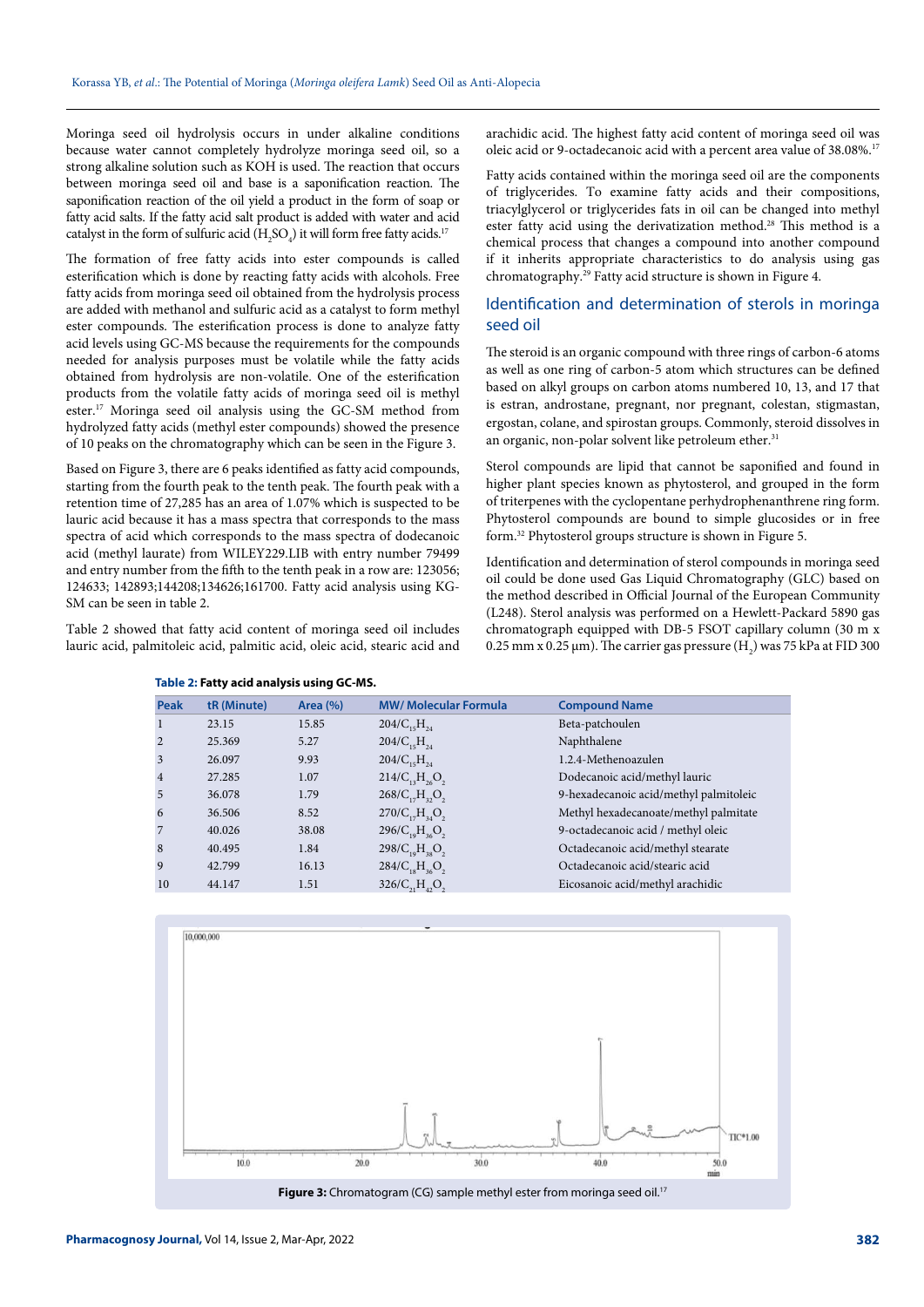Moringa seed oil hydrolysis occurs in under alkaline conditions because water cannot completely hydrolyze moringa seed oil, so a strong alkaline solution such as KOH is used. The reaction that occurs between moringa seed oil and base is a saponification reaction. The saponification reaction of the oil yield a product in the form of soap or fatty acid salts. If the fatty acid salt product is added with water and acid catalyst in the form of sulfuric acid ($H_2SO_4$) it will form free fatty acids.[17]

The formation of free fatty acids into ester compounds is called esterification which is done by reacting fatty acids with alcohols. Free fatty acids from moringa seed oil obtained from the hydrolysis process are added with methanol and sulfuric acid as a catalyst to form methyl ester compounds. The esterification process is done to analyze fatty acid levels using GC-MS because the requirements for the compounds needed for analysis purposes must be volatile while the fatty acids obtained from hydrolysis are non-volatile. One of the esterification products from the volatile fatty acids of moringa seed oil is methyl ester.[17] Moringa seed oil analysis using the GC-SM method from hydrolyzed fatty acids (methyl ester compounds) showed the presence of 10 peaks on the chromatography which can be seen in the Figure 3.

Based on Figure 3, there are 6 peaks identified as fatty acid compounds, starting from the fourth peak to the tenth peak. The fourth peak with a retention time of 27,285 has an area of 1.07% which is suspected to be lauric acid because it has a mass spectra that corresponds to the mass spectra of acid which corresponds to the mass spectra of dodecanoic acid (methyl laurate) from WILEY229.LIB with entry number 79499 and entry number from the fifth to the tenth peak in a row are: 123056; 124633; 142893;144208;134626;161700. Fatty acid analysis using KG-SM can be seen in table 2.

Table 2 showed that fatty acid content of moringa seed oil includes lauric acid, palmitoleic acid, palmitic acid, oleic acid, stearic acid and arachidic acid. The highest fatty acid content of moringa seed oil was oleic acid or 9-octadecanoic acid with a percent area value of 38.08%.[17]

Fatty acids contained within the moringa seed oil are the components of triglycerides. To examine fatty acids and their compositions, triacylglycerol or triglycerides fats in oil can be changed into methyl ester fatty acid using the derivatization method.[28] This method is a chemical process that changes a compound into another compound if it inherits appropriate characteristics to do analysis using gas chromatography.[29] Fatty acid structure is shown in Figure 4.

## Identification and determination of sterols in moringa seed oil

The steroid is an organic compound with three rings of carbon-6 atoms as well as one ring of carbon-5 atom which structures can be defined based on alkyl groups on carbon atoms numbered 10, 13, and 17 that is estran, androstane, pregnant, nor pregnant, colestan, stigmastan, ergostan, colane, and spirostan groups. Commonly, steroid dissolves in an organic, non-polar solvent like petroleum ether.[31]

Sterol compounds are lipid that cannot be saponified and found in higher plant species known as phytosterol, and grouped in the form of triterpenes with the cyclopentane perhydrophenanthrene ring form. Phytosterol compounds are bound to simple glucosides or in free form.[32] Phytosterol groups structure is shown in Figure 5.

Identification and determination of sterol compounds in moringa seed oil could be done used Gas Liquid Chromatography (GLC) based on the method described in Official Journal of the European Community (L248). Sterol analysis was performed on a Hewlett-Packard 5890 gas chromatograph equipped with DB-5 FSOT capillary column (30 m x 0.25 mm x 0.25 μm). The carrier gas pressure ($H_2$) was 75 kPa at FID 300

**Table 2: Fatty acid analysis using GC-MS.**

| Peak | tR (Minute) | Area (%) | MW/ Molecular Formula | Compound Name |
|---|---|---|---|---|
| 1 | 23.15 | 15.85 | 204/$C_{15}H_{24}$ | Beta-patchoulen |
| 2 | 25.369 | 5.27 | 204/$C_{15}H_{24}$ | Naphthalene |
| 3 | 26.097 | 9.93 | 204/$C_{15}H_{24}$ | 1.2.4-Methenoazulen |
| 4 | 27.285 | 1.07 | 214/$C_{13}H_{26}O_2$ | Dodecanoic acid/methyl lauric |
| 5 | 36.078 | 1.79 | 268/$C_{17}H_{32}O_2$ | 9-hexadecanoic acid/methyl palmitoleic |
| 6 | 36.506 | 8.52 | 270/$C_{17}H_{34}O_2$ | Methyl hexadecanoate/methyl palmitate |
| 7 | 40.026 | 38.08 | 296/$C_{19}H_{36}O_2$ | 9-octadecanoic acid / methyl oleic |
| 8 | 40.495 | 1.84 | 298/$C_{19}H_{38}O_2$ | Octadecanoic acid/methyl stearate |
| 9 | 42.799 | 16.13 | 284/$C_{18}H_{36}O_2$ | Octadecanoic acid/stearic acid |
| 10 | 44.147 | 1.51 | 326/$C_{21}H_{42}O_2$ | Eicosanoic acid/methyl arachidic |

**Figure 3:** Chromatogram (CG) sample methyl ester from moringa seed oil.[17]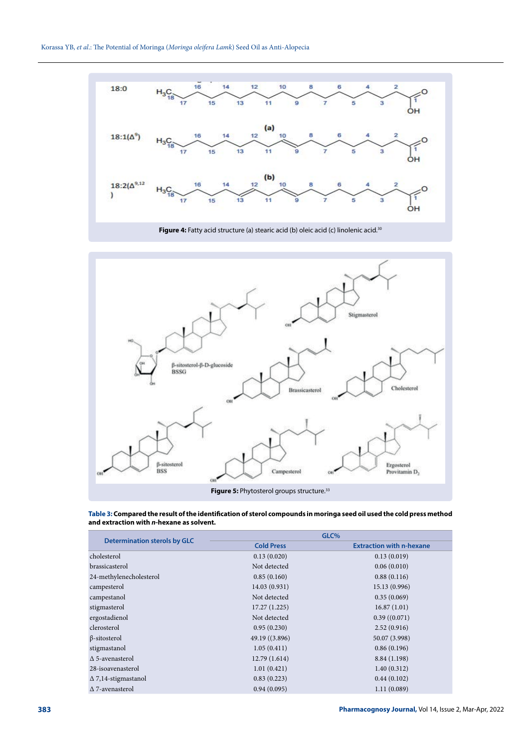**Figure 4:** Fatty acid structure (a) stearic acid (b) oleic acid (c) linolenic acid.[30]

**Figure 5:** Phytosterol groups structure.[33]

**Table 3: Compared the result of the identification of sterol compounds in moringa seed oil used the cold press method and extraction with *n*-hexane as solvent.**

| Determination sterols by GLC | GLC% | |
|---|---|---|
| | Cold Press | Extraction with n-hexane |
| cholesterol | 0.13 (0.020) | 0.13 (0.019) |
| brassicasterol | Not detected | 0.06 (0.010) |
| 24-methylenecholesterol | 0.85 (0.160) | 0.88 (0.116) |
| campesterol | 14.03 (0.931) | 15.13 (0.996) |
| campestanol | Not detected | 0.35 (0.069) |
| stigmasterol | 17.27 (1.225) | 16.87 (1.01) |
| ergostadienol | Not detected | 0.39 ((0.071) |
| clerosterol | 0.95 (0.230) | 2.52 (0.916) |
| β-sitosterol | 49.19 ((3.896) | 50.07 (3.998) |
| stigmastanol | 1.05 (0.411) | 0.86 (0.196) |
| Δ 5-avenasterol | 12.79 (1.614) | 8.84 (1.198) |
| 28-isoavenasterol | 1.01 (0.421) | 1.40 (0.312) |
| Δ 7,14-stigmastanol | 0.83 (0.223) | 0.44 (0.102) |
| Δ 7-avenasterol | 0.94 (0.095) | 1.11 (0.089) |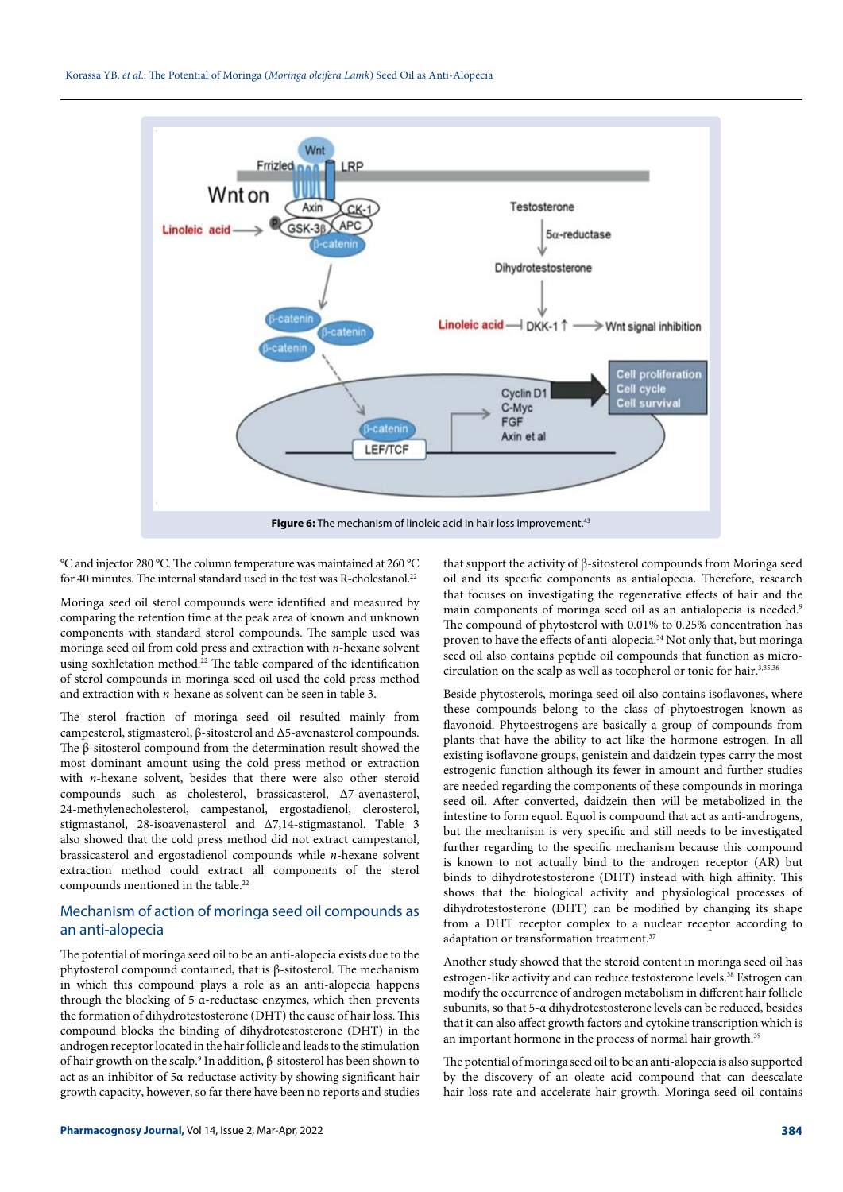**Figure 6:** The mechanism of linoleic acid in hair loss improvement.[43]

°C and injector 280 °C. The column temperature was maintained at 260 °C for 40 minutes. The internal standard used in the test was R-cholestanol.[22]

Moringa seed oil sterol compounds were identified and measured by comparing the retention time at the peak area of known and unknown components with standard sterol compounds. The sample used was moringa seed oil from cold press and extraction with *n*-hexane solvent using soxhletation method.[22] The table compared of the identification of sterol compounds in moringa seed oil used the cold press method and extraction with *n*-hexane as solvent can be seen in table 3.

The sterol fraction of moringa seed oil resulted mainly from campesterol, stigmasterol, β-sitosterol and Δ5-avenasterol compounds. The β-sitosterol compound from the determination result showed the most dominant amount using the cold press method or extraction with *n*-hexane solvent, besides that there were also other steroid compounds such as cholesterol, brassicasterol, Δ7-avenasterol, 24-methylenecholesterol, campestanol, ergostadienol, clerosterol, stigmastanol, 28-isoavenasterol and Δ7,14-stigmastanol. Table 3 also showed that the cold press method did not extract campestanol, brassicasterol and ergostadienol compounds while *n*-hexane solvent extraction method could extract all components of the sterol compounds mentioned in the table.[22]

## Mechanism of action of moringa seed oil compounds as an anti-alopecia

The potential of moringa seed oil to be an anti-alopecia exists due to the phytosterol compound contained, that is β-sitosterol. The mechanism in which this compound plays a role as an anti-alopecia happens through the blocking of 5 α-reductase enzymes, which then prevents the formation of dihydrotestosterone (DHT) the cause of hair loss. This compound blocks the binding of dihydrotestosterone (DHT) in the androgen receptor located in the hair follicle and leads to the stimulation of hair growth on the scalp.[9] In addition, β-sitosterol has been shown to act as an inhibitor of 5α-reductase activity by showing significant hair growth capacity, however, so far there have been no reports and studies that support the activity of β-sitosterol compounds from Moringa seed oil and its specific components as antialopecia. Therefore, research that focuses on investigating the regenerative effects of hair and the main components of moringa seed oil as an antialopecia is needed.[9] The compound of phytosterol with 0.01% to 0.25% concentration has proven to have the effects of anti-alopecia.[34] Not only that, but moringa seed oil also contains peptide oil compounds that function as micro-circulation on the scalp as well as tocopherol or tonic for hair.[3,35,36]

Beside phytosterols, moringa seed oil also contains isoflavones, where these compounds belong to the class of phytoestrogen known as flavonoid. Phytoestrogens are basically a group of compounds from plants that have the ability to act like the hormone estrogen. In all existing isoflavone groups, genistein and daidzein types carry the most estrogenic function although its fewer in amount and further studies are needed regarding the components of these compounds in moringa seed oil. After converted, daidzein then will be metabolized in the intestine to form equol. Equol is compound that act as anti-androgens, but the mechanism is very specific and still needs to be investigated further regarding to the specific mechanism because this compound is known to not actually bind to the androgen receptor (AR) but binds to dihydrotestosterone (DHT) instead with high affinity. This shows that the biological activity and physiological processes of dihydrotestosterone (DHT) can be modified by changing its shape from a DHT receptor complex to a nuclear receptor according to adaptation or transformation treatment.[37]

Another study showed that the steroid content in moringa seed oil has estrogen-like activity and can reduce testosterone levels.[38] Estrogen can modify the occurrence of androgen metabolism in different hair follicle subunits, so that 5-α dihydrotestosterone levels can be reduced, besides that it can also affect growth factors and cytokine transcription which is an important hormone in the process of normal hair growth.[39]

The potential of moringa seed oil to be an anti-alopecia is also supported by the discovery of an oleate acid compound that can deescalate hair loss rate and accelerate hair growth. Moringa seed oil contains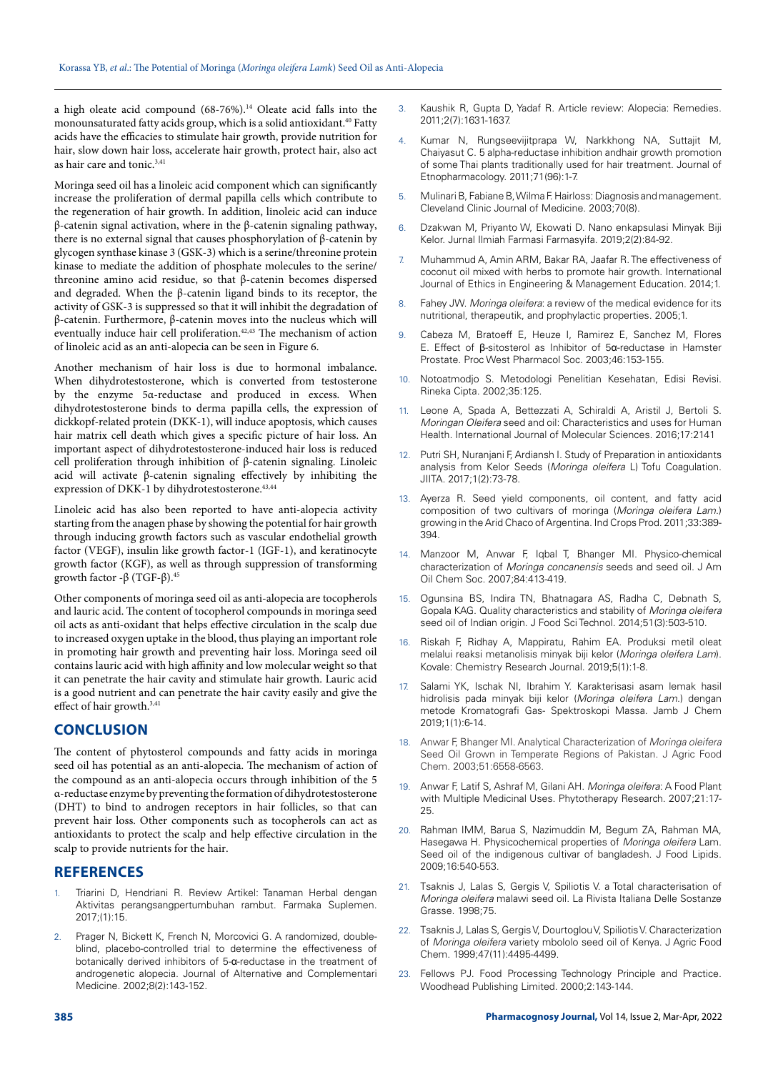a high oleate acid compound (68-76%).[14] Oleate acid falls into the monounsaturated fatty acids group, which is a solid antioxidant.[40] Fatty acids have the efficacies to stimulate hair growth, provide nutrition for hair, slow down hair loss, accelerate hair growth, protect hair, also act as hair care and tonic.[3,41]

Moringa seed oil has a linoleic acid component which can significantly increase the proliferation of dermal papilla cells which contribute to the regeneration of hair growth. In addition, linoleic acid can induce β-catenin signal activation, where in the β-catenin signaling pathway, there is no external signal that causes phosphorylation of β-catenin by glycogen synthase kinase 3 (GSK-3) which is a serine/threonine protein kinase to mediate the addition of phosphate molecules to the serine/threonine amino acid residue, so that β-catenin becomes dispersed and degraded. When the β-catenin ligand binds to its receptor, the activity of GSK-3 is suppressed so that it will inhibit the degradation of β-catenin. Furthermore, β-catenin moves into the nucleus which will eventually induce hair cell proliferation.[42,43] The mechanism of action of linoleic acid as an anti-alopecia can be seen in Figure 6.

Another mechanism of hair loss is due to hormonal imbalance. When dihydrotestosterone, which is converted from testosterone by the enzyme 5α-reductase and produced in excess. When dihydrotestosterone binds to derma papilla cells, the expression of dickkopf-related protein (DKK-1), will induce apoptosis, which causes hair matrix cell death which gives a specific picture of hair loss. An important aspect of dihydrotestosterone-induced hair loss is reduced cell proliferation through inhibition of β-catenin signaling. Linoleic acid will activate β-catenin signaling effectively by inhibiting the expression of DKK-1 by dihydrotestosterone.[43,44]

Linoleic acid has also been reported to have anti-alopecia activity starting from the anagen phase by showing the potential for hair growth through inducing growth factors such as vascular endothelial growth factor (VEGF), insulin like growth factor-1 (IGF-1), and keratinocyte growth factor (KGF), as well as through suppression of transforming growth factor -β (TGF-β).[45]

Other components of moringa seed oil as anti-alopecia are tocopherols and lauric acid. The content of tocopherol compounds in moringa seed oil acts as anti-oxidant that helps effective circulation in the scalp due to increased oxygen uptake in the blood, thus playing an important role in promoting hair growth and preventing hair loss. Moringa seed oil contains lauric acid with high affinity and low molecular weight so that it can penetrate the hair cavity and stimulate hair growth. Lauric acid is a good nutrient and can penetrate the hair cavity easily and give the effect of hair growth.[3,41]

## CONCLUSION

The content of phytosterol compounds and fatty acids in moringa seed oil has potential as an anti-alopecia. The mechanism of action of the compound as an anti-alopecia occurs through inhibition of the 5 α-reductase enzyme by preventing the formation of dihydrotestosterone (DHT) to bind to androgen receptors in hair follicles, so that can prevent hair loss. Other components such as tocopherols can act as antioxidants to protect the scalp and help effective circulation in the scalp to provide nutrients for the hair.

## REFERENCES

1. Triarini D, Hendriani R. Review Artikel: Tanaman Herbal dengan Aktivitas perangsangpertumbuhan rambut. Farmaka Suplemen. 2017;(1):15.
2. Prager N, Bickett K, French N, Morcovici G. A randomized, double-blind, placebo-controlled trial to determine the effectiveness of botanically derived inhibitors of 5-α-reductase in the treatment of androgenetic alopecia. Journal of Alternative and Complementari Medicine. 2002;8(2):143-152.
3. Kaushik R, Gupta D, Yadaf R. Article review: Alopecia: Remedies. 2011;2(7):1631-1637.
4. Kumar N, Rungseevijitprapa W, Narkkhong NA, Suttajit M, Chaiyasut C. 5 alpha-reductase inhibition andhair growth promotion of some Thai plants traditionally used for hair treatment. Journal of Etnopharmacology. 2011;71(96):1-7.
5. Mulinari B, Fabiane B, Wilma F. Hairloss: Diagnosis and management. Cleveland Clinic Journal of Medicine. 2003;70(8).
6. Dzakwan M, Priyanto W, Ekowati D. Nano enkapsulasi Minyak Biji Kelor. Jurnal Ilmiah Farmasi Farmasyifa. 2019;2(2):84-92.
7. Muhammud A, Amin ARM, Bakar RA, Jaafar R. The effectiveness of coconut oil mixed with herbs to promote hair growth. International Journal of Ethics in Engineering & Management Education. 2014;1.
8. Fahey JW. *Moringa oleifera*: a review of the medical evidence for its nutritional, therapeutik, and prophylactic properties. 2005;1.
9. Cabeza M, Bratoeff E, Heuze I, Ramirez E, Sanchez M, Flores E. Effect of β-sitosterol as Inhibitor of 5α-reductase in Hamster Prostate. Proc West Pharmacol Soc. 2003;46:153-155.
10. Notoatmodjo S. Metodologi Penelitian Kesehatan, Edisi Revisi. Rineka Cipta. 2002;35:125.
11. Leone A, Spada A, Bettezzati A, Schiraldi A, Aristil J, Bertoli S. *Moringan Oleifera* seed and oil: Characteristics and uses for Human Health. International Journal of Molecular Sciences. 2016;17:2141
12. Putri SH, Nuranjani F, Ardiansh I. Study of Preparation in antioxidants analysis from Kelor Seeds (*Moringa oleifera* L) Tofu Coagulation. JIITA. 2017;1(2):73-78.
13. Ayerza R. Seed yield components, oil content, and fatty acid composition of two cultivars of moringa (*Moringa oleifera Lam.*) growing in the Arid Chaco of Argentina. Ind Crops Prod. 2011;33:389-394.
14. Manzoor M, Anwar F, Iqbal T, Bhanger MI. Physico-chemical characterization of *Moringa concanensis* seeds and seed oil. J Am Oil Chem Soc. 2007;84:413-419.
15. Ogunsina BS, Indira TN, Bhatnagara AS, Radha C, Debnath S, Gopala KAG. Quality characteristics and stability of *Moringa oleifera* seed oil of Indian origin. J Food Sci Technol. 2014;51(3):503-510.
16. Riskah F, Ridhay A, Mappiratu, Rahim EA. Produksi metil oleat melalui reaksi metanolisis minyak biji kelor (*Moringa oleifera Lam*). Kovale: Chemistry Research Journal. 2019;5(1):1-8.
17. Salami YK, Ischak NI, Ibrahim Y. Karakterisasi asam lemak hasil hidrolisis pada minyak biji kelor (*Moringa oleifera Lam.*) dengan metode Kromatografi Gas- Spektroskopi Massa. Jamb J Chem 2019;1(1):6-14.
18. Anwar F, Bhanger MI. Analytical Characterization of *Moringa oleifera* Seed Oil Grown in Temperate Regions of Pakistan. J Agric Food Chem. 2003;51:6558-6563.
19. Anwar F, Latif S, Ashraf M, Gilani AH. *Moringa oleifera*: A Food Plant with Multiple Medicinal Uses. Phytotherapy Research. 2007;21:17-25.
20. Rahman IMM, Barua S, Nazimuddin M, Begum ZA, Rahman MA, Hasegawa H. Physicochemical properties of *Moringa oleifera* Lam. Seed oil of the indigenous cultivar of bangladesh. J Food Lipids. 2009;16:540-553.
21. Tsaknis J, Lalas S, Gergis V, Spiliotis V. a Total characterisation of *Moringa oleifera* malawi seed oil. La Rivista Italiana Delle Sostanze Grasse. 1998;75.
22. Tsaknis J, Lalas S, Gergis V, Dourtoglou V, Spiliotis V. Characterization of *Moringa oleifera* variety mbololo seed oil of Kenya. J Agric Food Chem. 1999;47(11):4495-4499.
23. Fellows PJ. Food Processing Technology Principle and Practice. Woodhead Publishing Limited. 2000;2:143-144.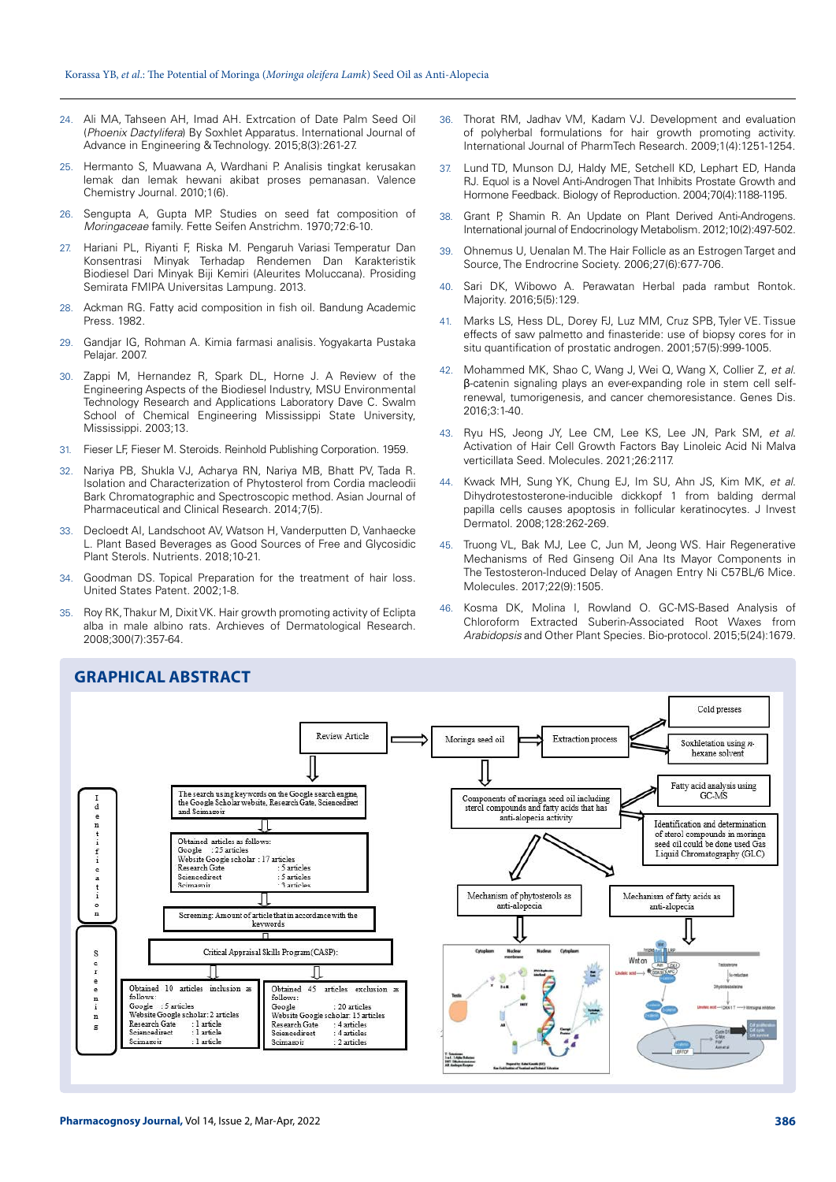24. Ali MA, Tahseen AH, Imad AH. Extrcation of Date Palm Seed Oil (*Phoenix Dactylifera*) By Soxhlet Apparatus. International Journal of Advance in Engineering & Technology. 2015;8(3):261-27.

25. Hermanto S, Muawana A, Wardhani P. Analisis tingkat kerusakan lemak dan lemak hewani akibat proses pemanasan. Valence Chemistry Journal. 2010;1(6).

26. Sengupta A, Gupta MP. Studies on seed fat composition of *Moringaceae* family. Fette Seifen Anstrichm. 1970;72:6-10.

27. Hariani PL, Riyanti F, Riska M. Pengaruh Variasi Temperatur Dan Konsentrasi Minyak Terhadap Rendemen Dan Karakteristik Biodiesel Dari Minyak Biji Kemiri (Aleurites Moluccana). Prosiding Semirata FMIPA Universitas Lampung. 2013.

28. Ackman RG. Fatty acid composition in fish oil. Bandung Academic Press. 1982.

29. Gandjar IG, Rohman A. Kimia farmasi analisis. Yogyakarta Pustaka Pelajar. 2007.

30. Zappi M, Hernandez R, Spark DL, Horne J. A Review of the Engineering Aspects of the Biodiesel Industry, MSU Environmental Technology Research and Applications Laboratory Dave C. Swalm School of Chemical Engineering Mississippi State University, Mississippi. 2003;13.

31. Fieser LF, Fieser M. Steroids. Reinhold Publishing Corporation. 1959.

32. Nariya PB, Shukla VJ, Acharya RN, Nariya MB, Bhatt PV, Tada R. Isolation and Characterization of Phytosterol from Cordia macleodii Bark Chromatographic and Spectroscopic method. Asian Journal of Pharmaceutical and Clinical Research. 2014;7(5).

33. Decloedt AI, Landschoot AV, Watson H, Vanderputten D, Vanhaecke L. Plant Based Beverages as Good Sources of Free and Glycosidic Plant Sterols. Nutrients. 2018;10-21.

34. Goodman DS. Topical Preparation for the treatment of hair loss. United States Patent. 2002;1-8.

35. Roy RK, Thakur M, Dixit VK. Hair growth promoting activity of Eclipta alba in male albino rats. Archieves of Dermatological Research. 2008;300(7):357-64.

36. Thorat RM, Jadhav VM, Kadam VJ. Development and evaluation of polyherbal formulations for hair growth promoting activity. International Journal of PharmTech Research. 2009;1(4):1251-1254.

37. Lund TD, Munson DJ, Haldy ME, Setchell KD, Lephart ED, Handa RJ. Equol is a Novel Anti-Androgen That Inhibits Prostate Growth and Hormone Feedback. Biology of Reproduction. 2004;70(4):1188-1195.

38. Grant P, Shamin R. An Update on Plant Derived Anti-Androgens. International journal of Endocrinology Metabolism. 2012;10(2):497-502.

39. Ohnemus U, Uenalan M. The Hair Follicle as an Estrogen Target and Source, The Endrocrine Society. 2006;27(6):677-706.

40. Sari DK, Wibowo A. Perawatan Herbal pada rambut Rontok. Majority. 2016;5(5):129.

41. Marks LS, Hess DL, Dorey FJ, Luz MM, Cruz SPB, Tyler VE. Tissue effects of saw palmetto and finasteride: use of biopsy cores for in situ quantification of prostatic androgen. 2001;57(5):999-1005.

42. Mohammed MK, Shao C, Wang J, Wei Q, Wang X, Collier Z, *et al.* β-catenin signaling plays an ever-expanding role in stem cell self-renewal, tumorigenesis, and cancer chemoresistance. Genes Dis. 2016;3:1-40.

43. Ryu HS, Jeong JY, Lee CM, Lee KS, Lee JN, Park SM, *et al.* Activation of Hair Cell Growth Factors Bay Linoleic Acid Ni Malva verticillata Seed. Molecules. 2021;26:2117.

44. Kwack MH, Sung YK, Chung EJ, Im SU, Ahn JS, Kim MK, *et al.* Dihydrotestosterone-inducible dickkopf 1 from balding dermal papilla cells causes apoptosis in follicular keratinocytes. J Invest Dermatol. 2008;128:262-269.

45. Truong VL, Bak MJ, Lee C, Jun M, Jeong WS. Hair Regenerative Mechanisms of Red Ginseng Oil Ana Its Mayor Components in The Testosteron-Induced Delay of Anagen Entry Ni C57BL/6 Mice. Molecules. 2017;22(9):1505.

46. Kosma DK, Molina I, Rowland O. GC-MS-Based Analysis of Chloroform Extracted Suberin-Associated Root Waxes from *Arabidopsis* and Other Plant Species. Bio-protocol. 2015;5(24):1679.

## GRAPHICAL ABSTRACT

Review Article → Moringa seed oil → Extraction process → Cold presses; Soxhletation using n-hexane solvent

Identification:
- The search using keywords on the Google search engine, the Google Scholar website, Research Gate, Sciencedirect and Scimagoir
- Obtained articles as follows: Google : 25 articles; Website Google scholar : 17 articles; Research Gate : 5 articles; Sciencedirect : 5 articles; Scimagoir : 3 articles
- Screening: Amount of article that in accordance with the keywords

Screening:
- Critical Appraisal Skills Program (CASP):
- Obtained 10 articles inclusion as follows: Google : 5 articles; Website Google scholar: 2 articles; Research Gate : 1 article; Sciencedirect : 1 article; Scimagoir : 1 article
- Obtained 45 articles exclusion as follows: Google : 20 articles; Website Google scholar: 15 articles; Research Gate : 4 articles; Sciencedirect : 4 articles; Scimagoir : 2 articles

Components of moringa seed oil including sterol compounds and fatty acids that has anti-alopecia activity → Fatty acid analysis using GC-MS; Identification and determination of sterol compounds in moringa seed oil could be done used Gas Liquid Chromatography (GLC)

Mechanism of phytosterols as anti-alopecia; Mechanism of fatty acids as anti-alopecia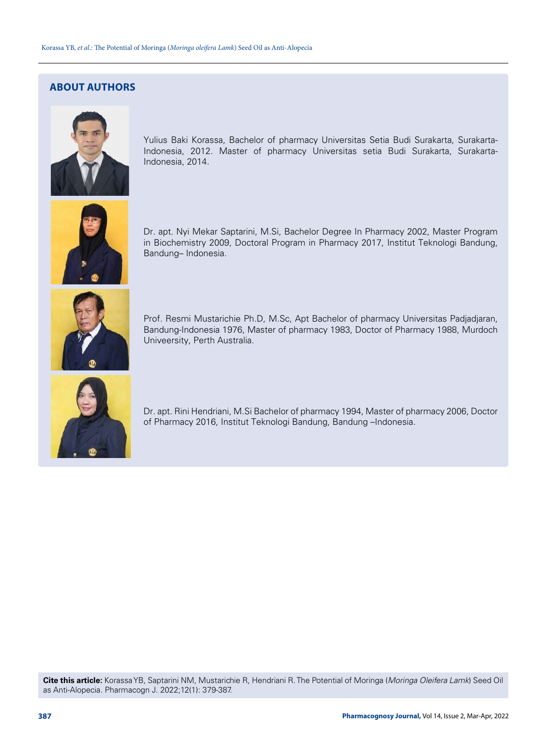## ABOUT AUTHORS

Yulius Baki Korassa, Bachelor of pharmacy Universitas Setia Budi Surakarta, Surakarta-Indonesia, 2012. Master of pharmacy Universitas setia Budi Surakarta, Surakarta-Indonesia, 2014.

Dr. apt. Nyi Mekar Saptarini, M.Si, Bachelor Degree In Pharmacy 2002, Master Program in Biochemistry 2009, Doctoral Program in Pharmacy 2017, Institut Teknologi Bandung, Bandung– Indonesia.

Prof. Resmi Mustarichie Ph.D, M.Sc, Apt Bachelor of pharmacy Universitas Padjadjaran, Bandung-Indonesia 1976, Master of pharmacy 1983, Doctor of Pharmacy 1988, Murdoch Univeersity, Perth Australia.

Dr. apt. Rini Hendriani, M.Si Bachelor of pharmacy 1994, Master of pharmacy 2006, Doctor of Pharmacy 2016, Institut Teknologi Bandung, Bandung –Indonesia.

**Cite this article:** Korassa YB, Saptarini NM, Mustarichie R, Hendriani R. The Potential of Moringa (*Moringa Oleifera Lamk*) Seed Oil as Anti-Alopecia. Pharmacogn J. 2022;12(1): 379-387.